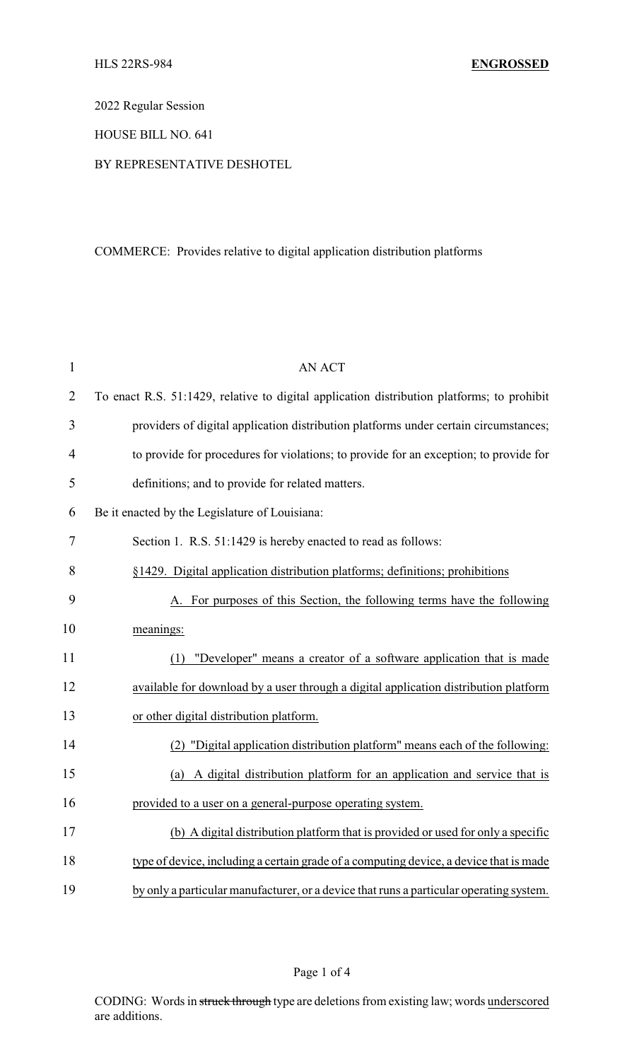HLS 22RS-984 **ENGROSSED**

2022 Regular Session

HOUSE BILL NO. 641

BY REPRESENTATIVE DESHOTEL

COMMERCE: Provides relative to digital application distribution platforms

AN ACT

To enact R.S. 51:1429, relative to digital application distribution platforms; to prohibit providers of digital application distribution platforms under certain circumstances; to provide for procedures for violations; to provide for an exception; to provide for definitions; and to provide for related matters.

Be it enacted by the Legislature of Louisiana:

Section 1. R.S. 51:1429 is hereby enacted to read as follows:

§1429. Digital application distribution platforms; definitions; prohibitions

A. For purposes of this Section, the following terms have the following meanings:

(1) "Developer" means a creator of a software application that is made available for download by a user through a digital application distribution platform or other digital distribution platform.

(2) "Digital application distribution platform" means each of the following:

(a) A digital distribution platform for an application and service that is provided to a user on a general-purpose operating system.

(b) A digital distribution platform that is provided or used for only a specific type of device, including a certain grade of a computing device, a device that is made by only a particular manufacturer, or a device that runs a particular operating system.

CODING: Words in ~~struck through~~ type are deletions from existing law; words underscored are additions.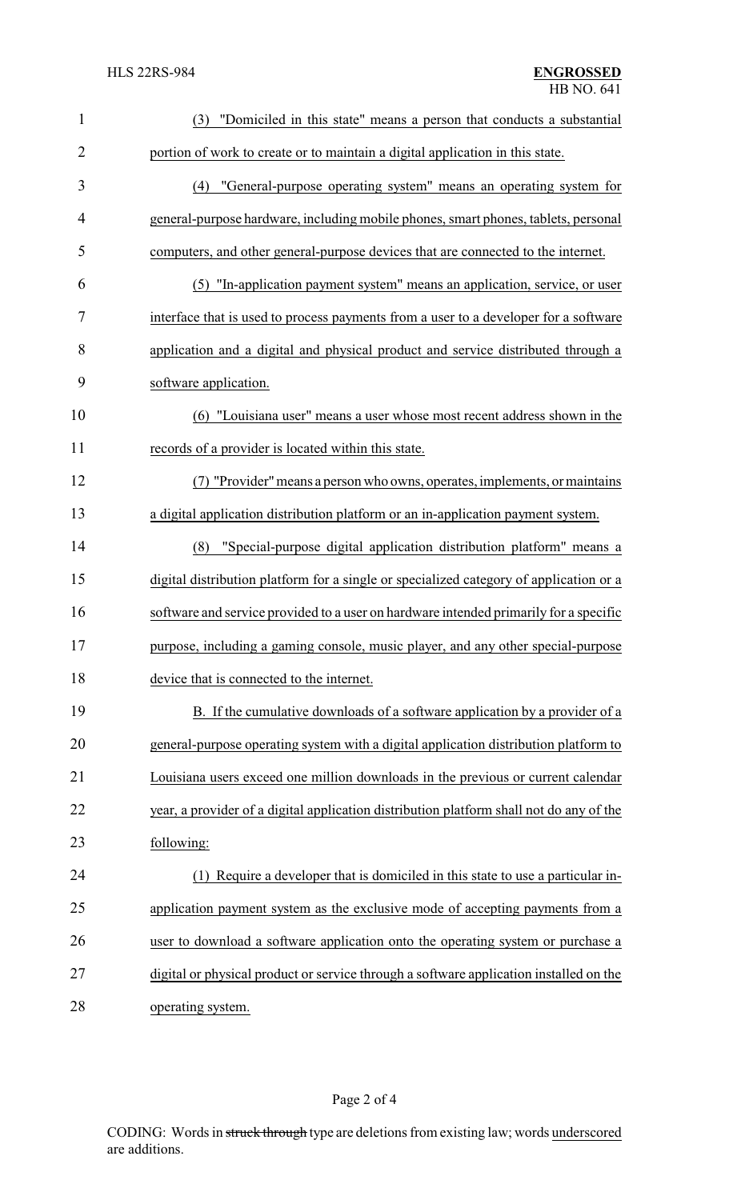(3) "Domiciled in this state" means a person that conducts a substantial portion of work to create or to maintain a digital application in this state.

(4) "General-purpose operating system" means an operating system for general-purpose hardware, including mobile phones, smart phones, tablets, personal computers, and other general-purpose devices that are connected to the internet.

(5) "In-application payment system" means an application, service, or user interface that is used to process payments from a user to a developer for a software application and a digital and physical product and service distributed through a software application.

(6) "Louisiana user" means a user whose most recent address shown in the records of a provider is located within this state.

(7) "Provider" means a person who owns, operates, implements, or maintains a digital application distribution platform or an in-application payment system.

(8) "Special-purpose digital application distribution platform" means a digital distribution platform for a single or specialized category of application or a software and service provided to a user on hardware intended primarily for a specific purpose, including a gaming console, music player, and any other special-purpose device that is connected to the internet.

B. If the cumulative downloads of a software application by a provider of a general-purpose operating system with a digital application distribution platform to Louisiana users exceed one million downloads in the previous or current calendar year, a provider of a digital application distribution platform shall not do any of the following:

(1) Require a developer that is domiciled in this state to use a particular in-application payment system as the exclusive mode of accepting payments from a user to download a software application onto the operating system or purchase a digital or physical product or service through a software application installed on the operating system.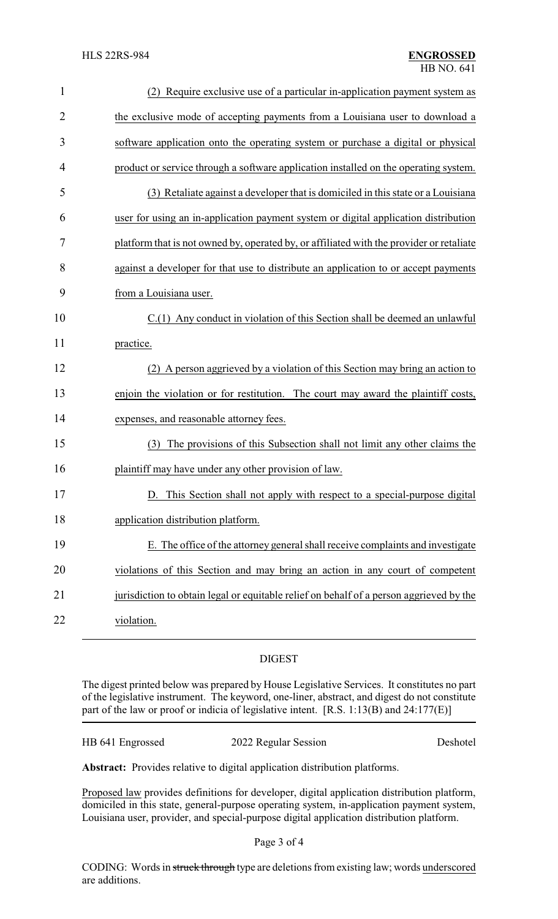(2) Require exclusive use of a particular in-application payment system as the exclusive mode of accepting payments from a Louisiana user to download a software application onto the operating system or purchase a digital or physical product or service through a software application installed on the operating system.

(3) Retaliate against a developer that is domiciled in this state or a Louisiana user for using an in-application payment system or digital application distribution platform that is not owned by, operated by, or affiliated with the provider or retaliate against a developer for that use to distribute an application to or accept payments from a Louisiana user.

C.(1) Any conduct in violation of this Section shall be deemed an unlawful practice.

(2) A person aggrieved by a violation of this Section may bring an action to enjoin the violation or for restitution. The court may award the plaintiff costs, expenses, and reasonable attorney fees.

(3) The provisions of this Subsection shall not limit any other claims the plaintiff may have under any other provision of law.

D. This Section shall not apply with respect to a special-purpose digital application distribution platform.

E. The office of the attorney general shall receive complaints and investigate violations of this Section and may bring an action in any court of competent jurisdiction to obtain legal or equitable relief on behalf of a person aggrieved by the violation.

## DIGEST

The digest printed below was prepared by House Legislative Services. It constitutes no part of the legislative instrument. The keyword, one-liner, abstract, and digest do not constitute part of the law or proof or indicia of legislative intent. [R.S. 1:13(B) and 24:177(E)]

HB 641 Engrossed | 2022 Regular Session | Deshotel

**Abstract:** Provides relative to digital application distribution platforms.

Proposed law provides definitions for developer, digital application distribution platform, domiciled in this state, general-purpose operating system, in-application payment system, Louisiana user, provider, and special-purpose digital application distribution platform.

CODING: Words in ~~struck through~~ type are deletions from existing law; words underscored are additions.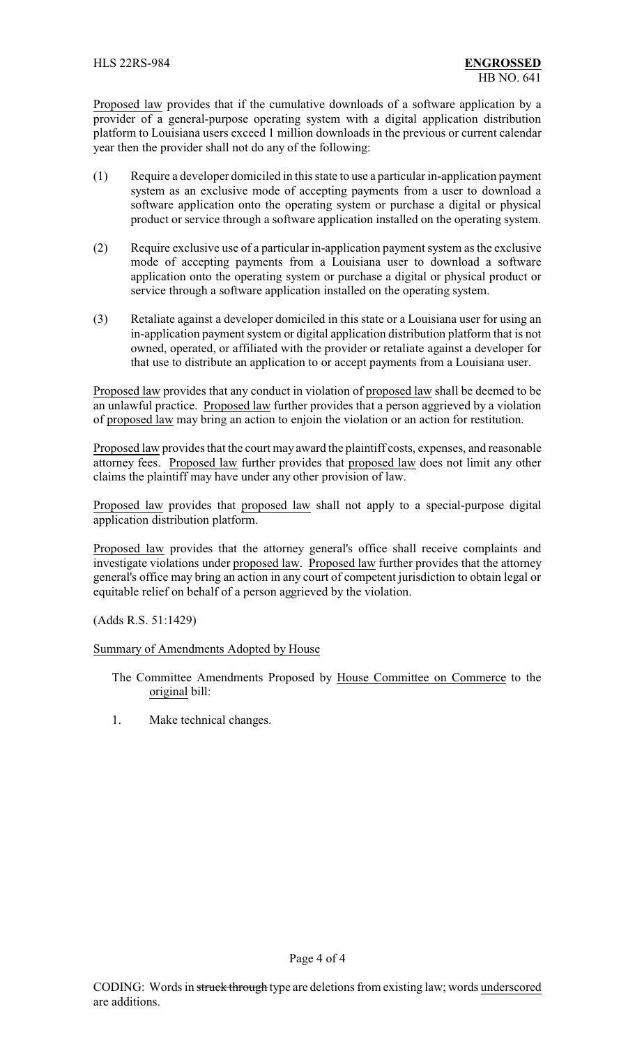Proposed law provides that if the cumulative downloads of a software application by a provider of a general-purpose operating system with a digital application distribution platform to Louisiana users exceed 1 million downloads in the previous or current calendar year then the provider shall not do any of the following:

(1) Require a developer domiciled in this state to use a particular in-application payment system as an exclusive mode of accepting payments from a user to download a software application onto the operating system or purchase a digital or physical product or service through a software application installed on the operating system.

(2) Require exclusive use of a particular in-application payment system as the exclusive mode of accepting payments from a Louisiana user to download a software application onto the operating system or purchase a digital or physical product or service through a software application installed on the operating system.

(3) Retaliate against a developer domiciled in this state or a Louisiana user for using an in-application payment system or digital application distribution platform that is not owned, operated, or affiliated with the provider or retaliate against a developer for that use to distribute an application to or accept payments from a Louisiana user.

Proposed law provides that any conduct in violation of proposed law shall be deemed to be an unlawful practice. Proposed law further provides that a person aggrieved by a violation of proposed law may bring an action to enjoin the violation or an action for restitution.

Proposed law provides that the court may award the plaintiff costs, expenses, and reasonable attorney fees. Proposed law further provides that proposed law does not limit any other claims the plaintiff may have under any other provision of law.

Proposed law provides that proposed law shall not apply to a special-purpose digital application distribution platform.

Proposed law provides that the attorney general's office shall receive complaints and investigate violations under proposed law. Proposed law further provides that the attorney general's office may bring an action in any court of competent jurisdiction to obtain legal or equitable relief on behalf of a person aggrieved by the violation.

(Adds R.S. 51:1429)

Summary of Amendments Adopted by House

The Committee Amendments Proposed by House Committee on Commerce to the original bill:

1. Make technical changes.